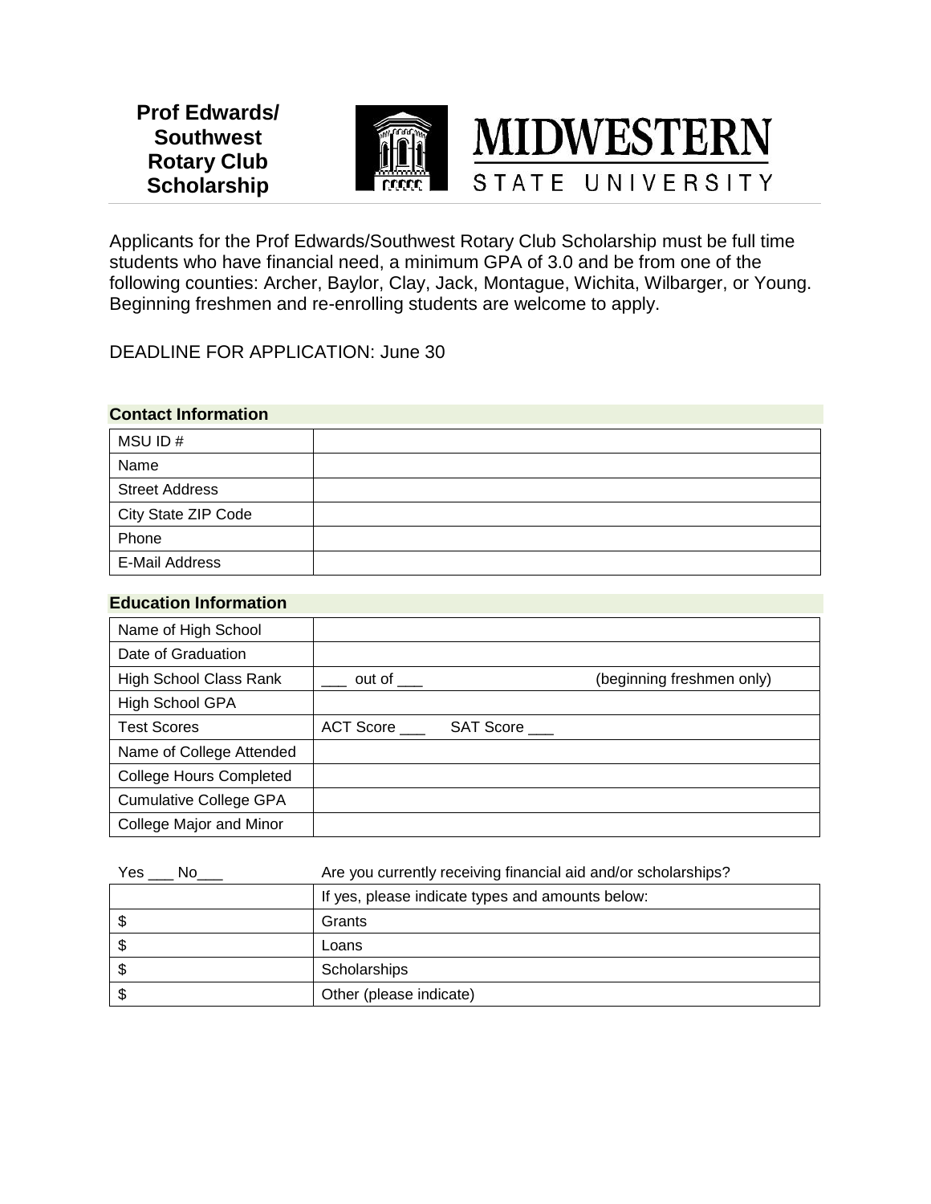# Prof Edwards/ Southwest Rotary Club Scholarship

MIDWESTERN STATE UNIVERSITY

Applicants for the Prof Edwards/Southwest Rotary Club Scholarship must be full time students who have financial need, a minimum GPA of 3.0 and be from one of the following counties: Archer, Baylor, Clay, Jack, Montague, Wichita, Wilbarger, or Young. Beginning freshmen and re-enrolling students are welcome to apply.

DEADLINE FOR APPLICATION: June 30

## Contact Information

| | |
|---|---|
| MSU ID # | |
| Name | |
| Street Address | |
| City State ZIP Code | |
| Phone | |
| E-Mail Address | |

## Education Information

| | |
|---|---|
| Name of High School | |
| Date of Graduation | |
| High School Class Rank | ___ out of ___ (beginning freshmen only) |
| High School GPA | |
| Test Scores | ACT Score ___ SAT Score ___ |
| Name of College Attended | |
| College Hours Completed | |
| Cumulative College GPA | |
| College Major and Minor | |

| Yes ___ No___ | Are you currently receiving financial aid and/or scholarships? |
|---|---|
| | If yes, please indicate types and amounts below: |
| $ | Grants |
| $ | Loans |
| $ | Scholarships |
| $ | Other (please indicate) |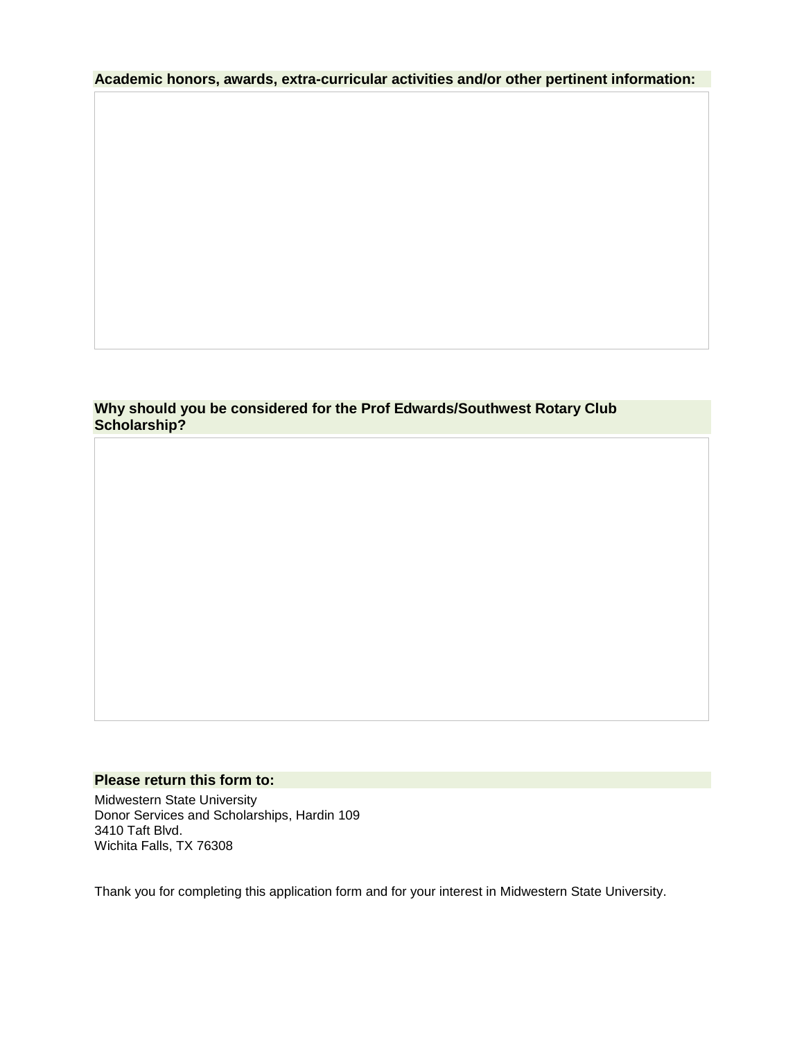**Academic honors, awards, extra-curricular activities and/or other pertinent information:**

**Why should you be considered for the Prof Edwards/Southwest Rotary Club Scholarship?**

**Please return this form to:**

Midwestern State University
Donor Services and Scholarships, Hardin 109
3410 Taft Blvd.
Wichita Falls, TX 76308

Thank you for completing this application form and for your interest in Midwestern State University.